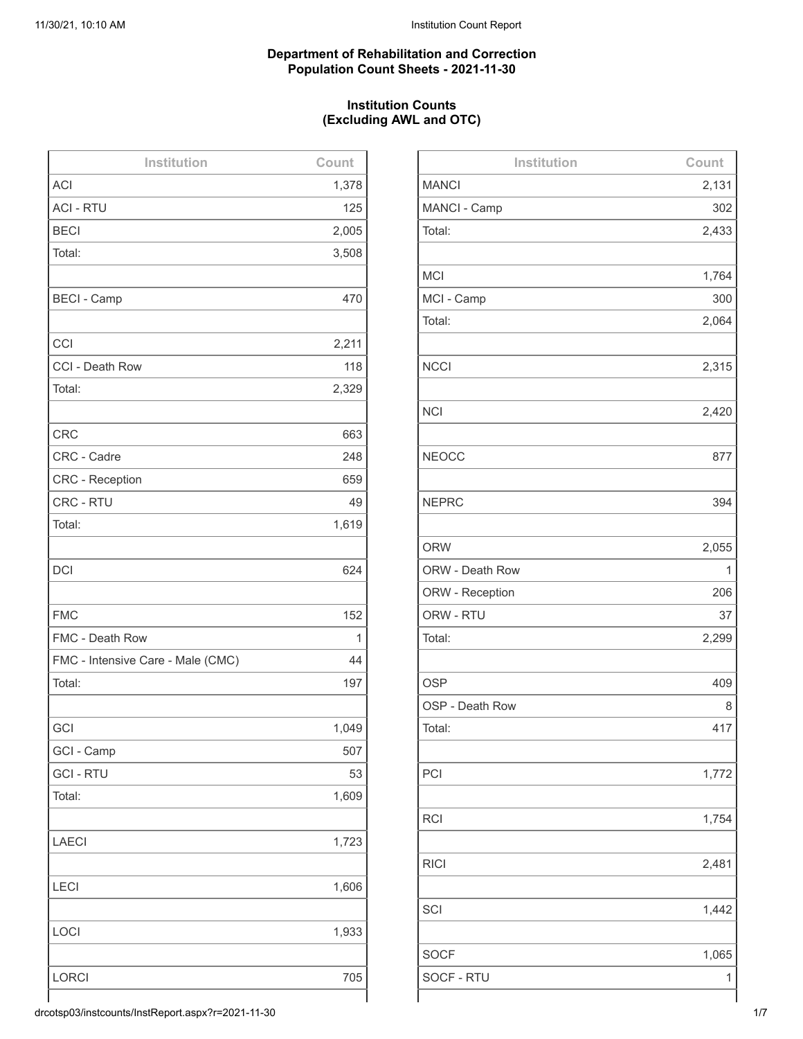**Department of Rehabilitation and Correction**
**Population Count Sheets - 2021-11-30**

**Institution Counts**
**(Excluding AWL and OTC)**

| Institution | Count |
|---|---|
| ACI | 1,378 |
| ACI - RTU | 125 |
| BECI | 2,005 |
| Total: | 3,508 |
| | |
| BECI - Camp | 470 |
| | |
| CCI | 2,211 |
| CCI - Death Row | 118 |
| Total: | 2,329 |
| | |
| CRC | 663 |
| CRC - Cadre | 248 |
| CRC - Reception | 659 |
| CRC - RTU | 49 |
| Total: | 1,619 |
| | |
| DCI | 624 |
| | |
| FMC | 152 |
| FMC - Death Row | 1 |
| FMC - Intensive Care - Male (CMC) | 44 |
| Total: | 197 |
| | |
| GCI | 1,049 |
| GCI - Camp | 507 |
| GCI - RTU | 53 |
| Total: | 1,609 |
| | |
| LAECI | 1,723 |
| | |
| LECI | 1,606 |
| | |
| LOCI | 1,933 |
| | |
| LORCI | 705 |

| Institution | Count |
|---|---|
| MANCI | 2,131 |
| MANCI - Camp | 302 |
| Total: | 2,433 |
| | |
| MCI | 1,764 |
| MCI - Camp | 300 |
| Total: | 2,064 |
| | |
| NCCI | 2,315 |
| | |
| NCI | 2,420 |
| | |
| NEOCC | 877 |
| | |
| NEPRC | 394 |
| | |
| ORW | 2,055 |
| ORW - Death Row | 1 |
| ORW - Reception | 206 |
| ORW - RTU | 37 |
| Total: | 2,299 |
| | |
| OSP | 409 |
| OSP - Death Row | 8 |
| Total: | 417 |
| | |
| PCI | 1,772 |
| | |
| RCI | 1,754 |
| | |
| RICI | 2,481 |
| | |
| SCI | 1,442 |
| | |
| SOCF | 1,065 |
| SOCF - RTU | 1 |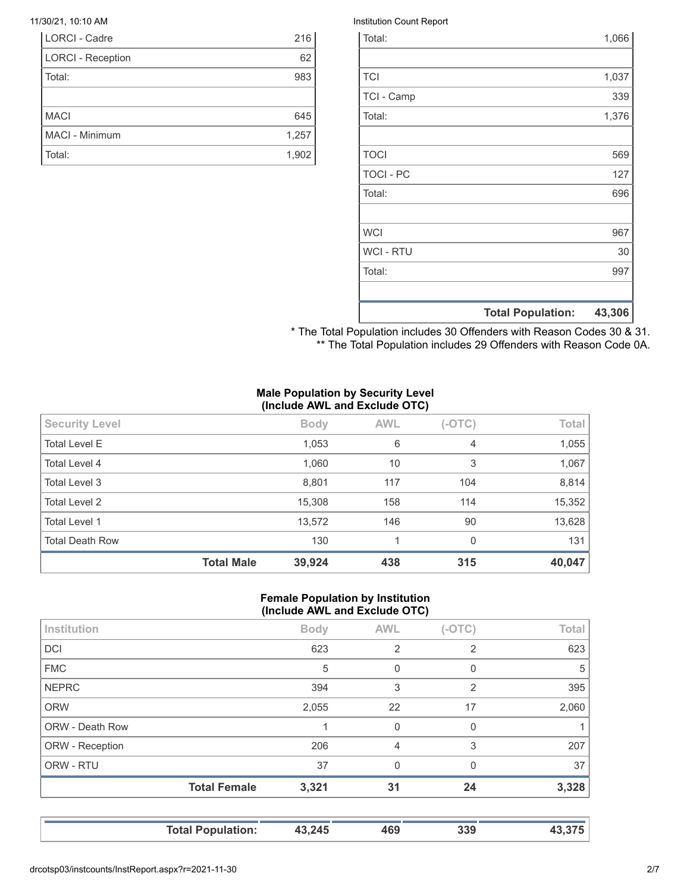| | |
|---|---|
| LORCI - Cadre | 216 |
| LORCI - Reception | 62 |
| Total: | 983 |
| | |
| MACI | 645 |
| MACI - Minimum | 1,257 |
| Total: | 1,902 |

| | |
|---|---|
| Total: | 1,066 |
| | |
| TCI | 1,037 |
| TCI - Camp | 339 |
| Total: | 1,376 |
| | |
| TOCI | 569 |
| TOCI - PC | 127 |
| Total: | 696 |
| | |
| WCI | 967 |
| WCI - RTU | 30 |
| Total: | 997 |
| | |
| **Total Population:** | **43,306** |

* The Total Population includes 30 Offenders with Reason Codes 30 & 31.
** The Total Population includes 29 Offenders with Reason Code 0A.

**Male Population by Security Level (Include AWL and Exclude OTC)**

| Security Level | Body | AWL | (-OTC) | Total |
|---|---|---|---|---|
| Total Level E | 1,053 | 6 | 4 | 1,055 |
| Total Level 4 | 1,060 | 10 | 3 | 1,067 |
| Total Level 3 | 8,801 | 117 | 104 | 8,814 |
| Total Level 2 | 15,308 | 158 | 114 | 15,352 |
| Total Level 1 | 13,572 | 146 | 90 | 13,628 |
| Total Death Row | 130 | 1 | 0 | 131 |
| **Total Male** | **39,924** | **438** | **315** | **40,047** |

**Female Population by Institution (Include AWL and Exclude OTC)**

| Institution | Body | AWL | (-OTC) | Total |
|---|---|---|---|---|
| DCI | 623 | 2 | 2 | 623 |
| FMC | 5 | 0 | 0 | 5 |
| NEPRC | 394 | 3 | 2 | 395 |
| ORW | 2,055 | 22 | 17 | 2,060 |
| ORW - Death Row | 1 | 0 | 0 | 1 |
| ORW - Reception | 206 | 4 | 3 | 207 |
| ORW - RTU | 37 | 0 | 0 | 37 |
| **Total Female** | **3,321** | **31** | **24** | **3,328** |

| | | | | |
|---|---|---|---|---|
| **Total Population:** | **43,245** | **469** | **339** | **43,375** |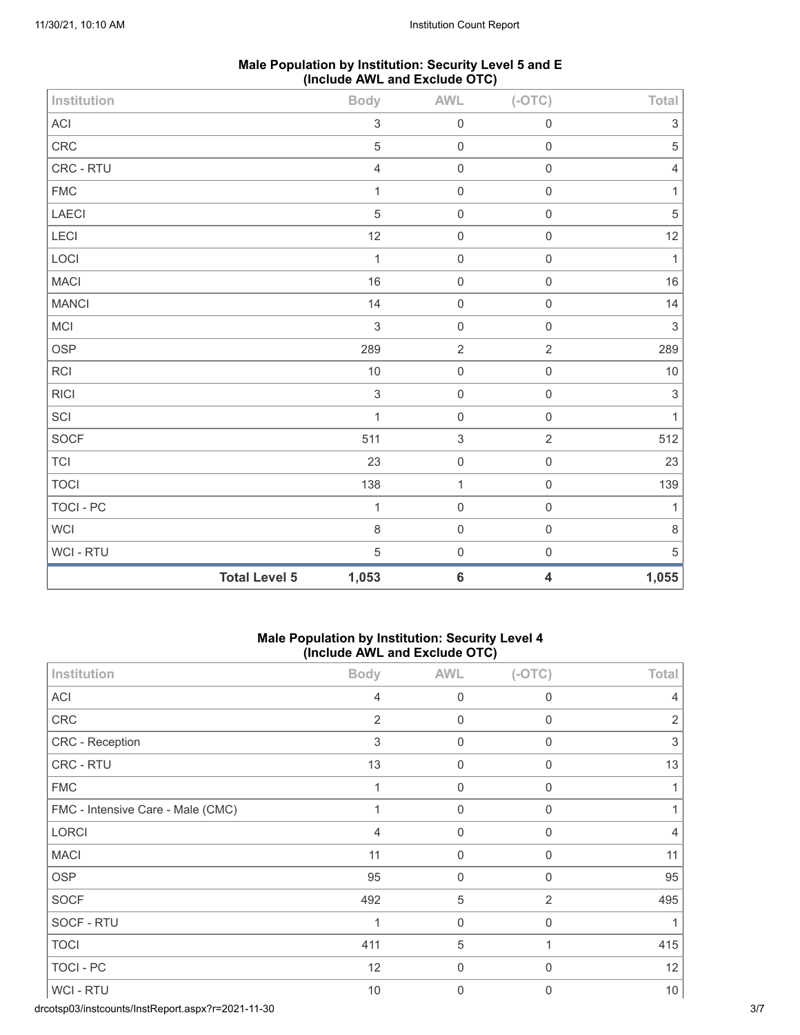## Male Population by Institution: Security Level 5 and E (Include AWL and Exclude OTC)

| Institution | | Body | AWL | (-OTC) | Total |
|---|---|---|---|---|---|
| ACI | | 3 | 0 | 0 | 3 |
| CRC | | 5 | 0 | 0 | 5 |
| CRC - RTU | | 4 | 0 | 0 | 4 |
| FMC | | 1 | 0 | 0 | 1 |
| LAECI | | 5 | 0 | 0 | 5 |
| LECI | | 12 | 0 | 0 | 12 |
| LOCI | | 1 | 0 | 0 | 1 |
| MACI | | 16 | 0 | 0 | 16 |
| MANCI | | 14 | 0 | 0 | 14 |
| MCI | | 3 | 0 | 0 | 3 |
| OSP | | 289 | 2 | 2 | 289 |
| RCI | | 10 | 0 | 0 | 10 |
| RICI | | 3 | 0 | 0 | 3 |
| SCI | | 1 | 0 | 0 | 1 |
| SOCF | | 511 | 3 | 2 | 512 |
| TCI | | 23 | 0 | 0 | 23 |
| TOCI | | 138 | 1 | 0 | 139 |
| TOCI - PC | | 1 | 0 | 0 | 1 |
| WCI | | 8 | 0 | 0 | 8 |
| WCI - RTU | | 5 | 0 | 0 | 5 |
| | **Total Level 5** | **1,053** | **6** | **4** | **1,055** |

## Male Population by Institution: Security Level 4 (Include AWL and Exclude OTC)

| Institution | Body | AWL | (-OTC) | Total |
|---|---|---|---|---|
| ACI | 4 | 0 | 0 | 4 |
| CRC | 2 | 0 | 0 | 2 |
| CRC - Reception | 3 | 0 | 0 | 3 |
| CRC - RTU | 13 | 0 | 0 | 13 |
| FMC | 1 | 0 | 0 | 1 |
| FMC - Intensive Care - Male (CMC) | 1 | 0 | 0 | 1 |
| LORCI | 4 | 0 | 0 | 4 |
| MACI | 11 | 0 | 0 | 11 |
| OSP | 95 | 0 | 0 | 95 |
| SOCF | 492 | 5 | 2 | 495 |
| SOCF - RTU | 1 | 0 | 0 | 1 |
| TOCI | 411 | 5 | 1 | 415 |
| TOCI - PC | 12 | 0 | 0 | 12 |
| WCI - RTU | 10 | 0 | 0 | 10 |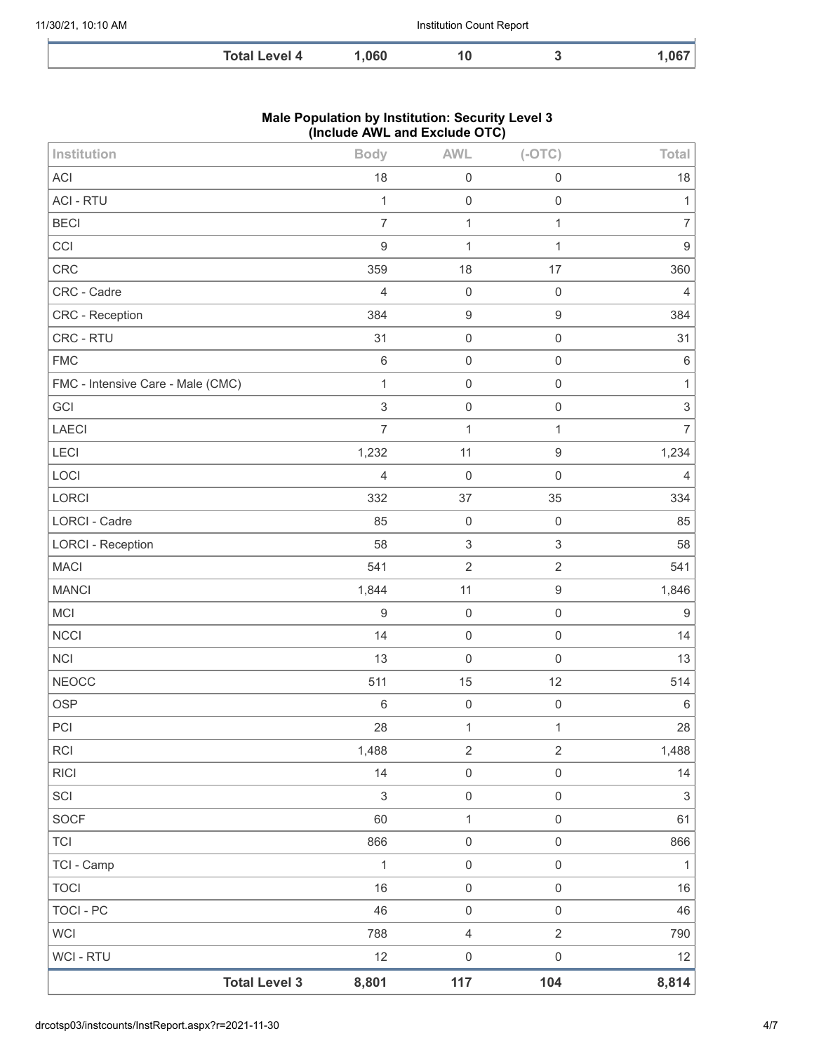| | | | | |
|---|---|---|---|---|
| **Total Level 4** | **1,060** | **10** | **3** | **1,067** |

## Male Population by Institution: Security Level 3 (Include AWL and Exclude OTC)

| Institution | Body | AWL | (-OTC) | Total |
|---|---|---|---|---|
| ACI | 18 | 0 | 0 | 18 |
| ACI - RTU | 1 | 0 | 0 | 1 |
| BECI | 7 | 1 | 1 | 7 |
| CCI | 9 | 1 | 1 | 9 |
| CRC | 359 | 18 | 17 | 360 |
| CRC - Cadre | 4 | 0 | 0 | 4 |
| CRC - Reception | 384 | 9 | 9 | 384 |
| CRC - RTU | 31 | 0 | 0 | 31 |
| FMC | 6 | 0 | 0 | 6 |
| FMC - Intensive Care - Male (CMC) | 1 | 0 | 0 | 1 |
| GCI | 3 | 0 | 0 | 3 |
| LAECI | 7 | 1 | 1 | 7 |
| LECI | 1,232 | 11 | 9 | 1,234 |
| LOCI | 4 | 0 | 0 | 4 |
| LORCI | 332 | 37 | 35 | 334 |
| LORCI - Cadre | 85 | 0 | 0 | 85 |
| LORCI - Reception | 58 | 3 | 3 | 58 |
| MACI | 541 | 2 | 2 | 541 |
| MANCI | 1,844 | 11 | 9 | 1,846 |
| MCI | 9 | 0 | 0 | 9 |
| NCCI | 14 | 0 | 0 | 14 |
| NCI | 13 | 0 | 0 | 13 |
| NEOCC | 511 | 15 | 12 | 514 |
| OSP | 6 | 0 | 0 | 6 |
| PCI | 28 | 1 | 1 | 28 |
| RCI | 1,488 | 2 | 2 | 1,488 |
| RICI | 14 | 0 | 0 | 14 |
| SCI | 3 | 0 | 0 | 3 |
| SOCF | 60 | 1 | 0 | 61 |
| TCI | 866 | 0 | 0 | 866 |
| TCI - Camp | 1 | 0 | 0 | 1 |
| TOCI | 16 | 0 | 0 | 16 |
| TOCI - PC | 46 | 0 | 0 | 46 |
| WCI | 788 | 4 | 2 | 790 |
| WCI - RTU | 12 | 0 | 0 | 12 |
| **Total Level 3** | **8,801** | **117** | **104** | **8,814** |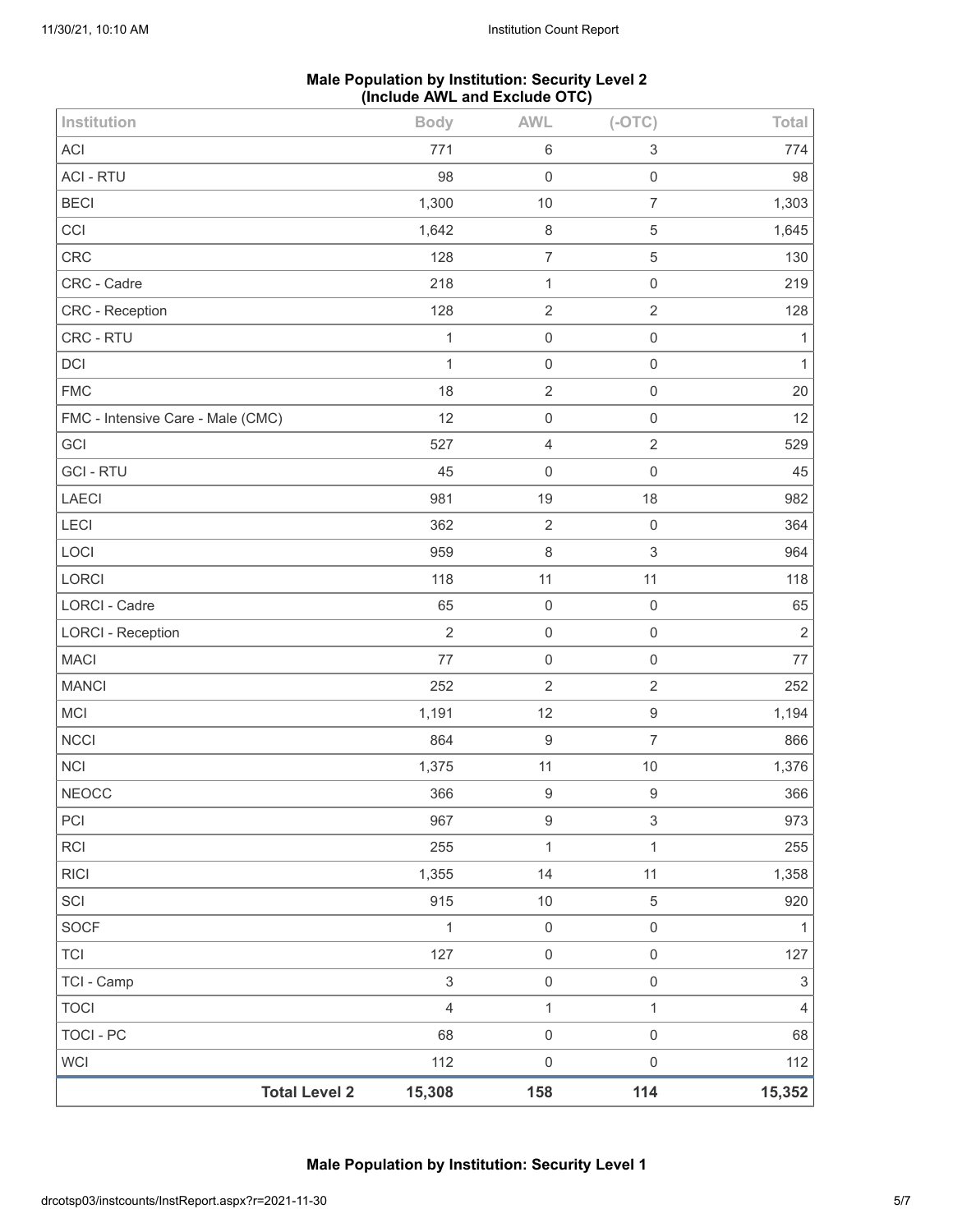**Male Population by Institution: Security Level 2 (Include AWL and Exclude OTC)**

| Institution | Body | AWL | (-OTC) | Total |
|---|---|---|---|---|
| ACI | 771 | 6 | 3 | 774 |
| ACI - RTU | 98 | 0 | 0 | 98 |
| BECI | 1,300 | 10 | 7 | 1,303 |
| CCI | 1,642 | 8 | 5 | 1,645 |
| CRC | 128 | 7 | 5 | 130 |
| CRC - Cadre | 218 | 1 | 0 | 219 |
| CRC - Reception | 128 | 2 | 2 | 128 |
| CRC - RTU | 1 | 0 | 0 | 1 |
| DCI | 1 | 0 | 0 | 1 |
| FMC | 18 | 2 | 0 | 20 |
| FMC - Intensive Care - Male (CMC) | 12 | 0 | 0 | 12 |
| GCI | 527 | 4 | 2 | 529 |
| GCI - RTU | 45 | 0 | 0 | 45 |
| LAECI | 981 | 19 | 18 | 982 |
| LECI | 362 | 2 | 0 | 364 |
| LOCI | 959 | 8 | 3 | 964 |
| LORCI | 118 | 11 | 11 | 118 |
| LORCI - Cadre | 65 | 0 | 0 | 65 |
| LORCI - Reception | 2 | 0 | 0 | 2 |
| MACI | 77 | 0 | 0 | 77 |
| MANCI | 252 | 2 | 2 | 252 |
| MCI | 1,191 | 12 | 9 | 1,194 |
| NCCI | 864 | 9 | 7 | 866 |
| NCI | 1,375 | 11 | 10 | 1,376 |
| NEOCC | 366 | 9 | 9 | 366 |
| PCI | 967 | 9 | 3 | 973 |
| RCI | 255 | 1 | 1 | 255 |
| RICI | 1,355 | 14 | 11 | 1,358 |
| SCI | 915 | 10 | 5 | 920 |
| SOCF | 1 | 0 | 0 | 1 |
| TCI | 127 | 0 | 0 | 127 |
| TCI - Camp | 3 | 0 | 0 | 3 |
| TOCI | 4 | 1 | 1 | 4 |
| TOCI - PC | 68 | 0 | 0 | 68 |
| WCI | 112 | 0 | 0 | 112 |
| **Total Level 2** | **15,308** | **158** | **114** | **15,352** |

**Male Population by Institution: Security Level 1**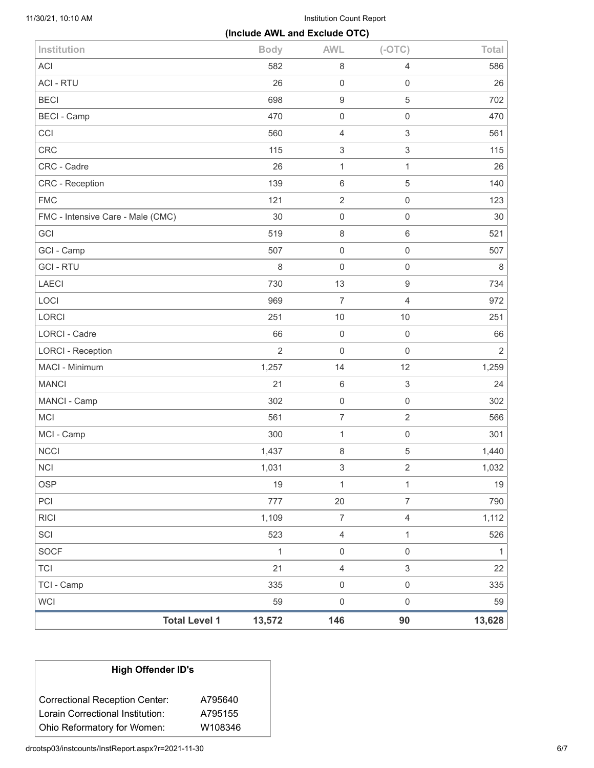**(Include AWL and Exclude OTC)**

| Institution | Body | AWL | (-OTC) | Total |
|---|---|---|---|---|
| ACI | 582 | 8 | 4 | 586 |
| ACI - RTU | 26 | 0 | 0 | 26 |
| BECI | 698 | 9 | 5 | 702 |
| BECI - Camp | 470 | 0 | 0 | 470 |
| CCI | 560 | 4 | 3 | 561 |
| CRC | 115 | 3 | 3 | 115 |
| CRC - Cadre | 26 | 1 | 1 | 26 |
| CRC - Reception | 139 | 6 | 5 | 140 |
| FMC | 121 | 2 | 0 | 123 |
| FMC - Intensive Care - Male (CMC) | 30 | 0 | 0 | 30 |
| GCI | 519 | 8 | 6 | 521 |
| GCI - Camp | 507 | 0 | 0 | 507 |
| GCI - RTU | 8 | 0 | 0 | 8 |
| LAECI | 730 | 13 | 9 | 734 |
| LOCI | 969 | 7 | 4 | 972 |
| LORCI | 251 | 10 | 10 | 251 |
| LORCI - Cadre | 66 | 0 | 0 | 66 |
| LORCI - Reception | 2 | 0 | 0 | 2 |
| MACI - Minimum | 1,257 | 14 | 12 | 1,259 |
| MANCI | 21 | 6 | 3 | 24 |
| MANCI - Camp | 302 | 0 | 0 | 302 |
| MCI | 561 | 7 | 2 | 566 |
| MCI - Camp | 300 | 1 | 0 | 301 |
| NCCI | 1,437 | 8 | 5 | 1,440 |
| NCI | 1,031 | 3 | 2 | 1,032 |
| OSP | 19 | 1 | 1 | 19 |
| PCI | 777 | 20 | 7 | 790 |
| RICI | 1,109 | 7 | 4 | 1,112 |
| SCI | 523 | 4 | 1 | 526 |
| SOCF | 1 | 0 | 0 | 1 |
| TCI | 21 | 4 | 3 | 22 |
| TCI - Camp | 335 | 0 | 0 | 335 |
| WCI | 59 | 0 | 0 | 59 |
| **Total Level 1** | **13,572** | **146** | **90** | **13,628** |

| High Offender ID's | |
|---|---|
| Correctional Reception Center: | A795640 |
| Lorain Correctional Institution: | A795155 |
| Ohio Reformatory for Women: | W108346 |